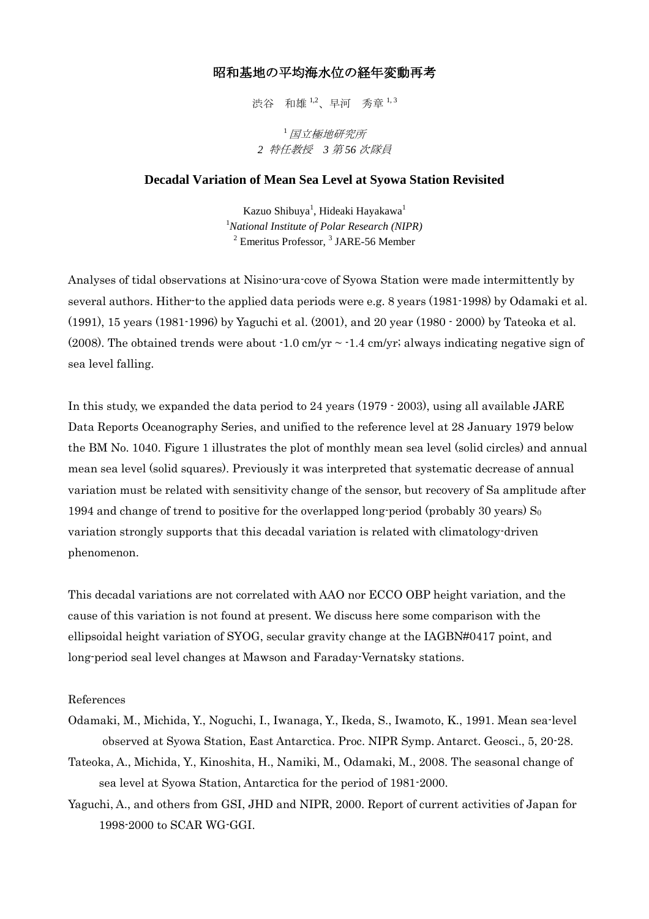# 昭和基地の平均海水位の経年変動再考

渋谷　和雄[1,2]、早河　秀章[1,3]

[1] *国立極地研究所*
*2 特任教授　3 第 56 次隊員*

## Decadal Variation of Mean Sea Level at Syowa Station Revisited

Kazuo Shibuya[1], Hideaki Hayakawa[1]
[1]*National Institute of Polar Research (NIPR)*
[2] Emeritus Professor, [3] JARE-56 Member

Analyses of tidal observations at Nisino-ura-cove of Syowa Station were made intermittently by several authors. Hither-to the applied data periods were e.g. 8 years (1981-1998) by Odamaki et al. (1991), 15 years (1981-1996) by Yaguchi et al. (2001), and 20 year (1980 - 2000) by Tateoka et al. (2008). The obtained trends were about -1.0 cm/yr ~ -1.4 cm/yr; always indicating negative sign of sea level falling.

In this study, we expanded the data period to 24 years (1979 - 2003), using all available JARE Data Reports Oceanography Series, and unified to the reference level at 28 January 1979 below the BM No. 1040. Figure 1 illustrates the plot of monthly mean sea level (solid circles) and annual mean sea level (solid squares). Previously it was interpreted that systematic decrease of annual variation must be related with sensitivity change of the sensor, but recovery of Sa amplitude after 1994 and change of trend to positive for the overlapped long-period (probably 30 years) $S_0$ variation strongly supports that this decadal variation is related with climatology-driven phenomenon.

This decadal variations are not correlated with AAO nor ECCO OBP height variation, and the cause of this variation is not found at present. We discuss here some comparison with the ellipsoidal height variation of SYOG, secular gravity change at the IAGBN#0417 point, and long-period seal level changes at Mawson and Faraday-Vernatsky stations.

References

Odamaki, M., Michida, Y., Noguchi, I., Iwanaga, Y., Ikeda, S., Iwamoto, K., 1991. Mean sea-level observed at Syowa Station, East Antarctica. Proc. NIPR Symp. Antarct. Geosci., 5, 20-28.

Tateoka, A., Michida, Y., Kinoshita, H., Namiki, M., Odamaki, M., 2008. The seasonal change of sea level at Syowa Station, Antarctica for the period of 1981-2000.

Yaguchi, A., and others from GSI, JHD and NIPR, 2000. Report of current activities of Japan for 1998-2000 to SCAR WG-GGI.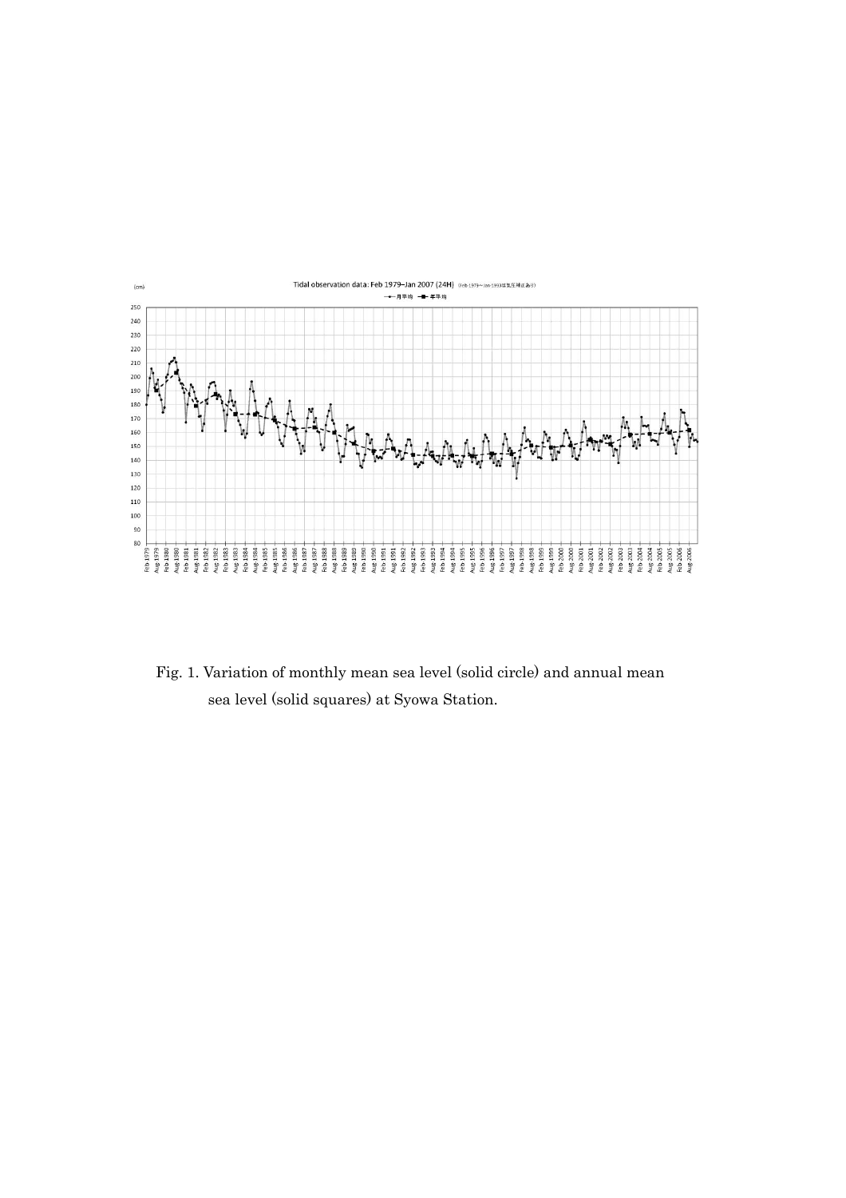(cm)

Tidal observation data: Feb 1979–Jan 2007 (24H) (Feb.1979～Jan.1993は気圧補正あり)

—●— 月平均 —■— 年平均

250
240
230
220
210
200
190
180
170
160
150
140
130
120
110
100
90
80

Feb 1979 Aug 1979 Feb 1980 Aug 1980 Feb 1981 Aug 1981 Feb 1982 Aug 1982 Feb 1983 Aug 1983 Feb 1984 Aug 1984 Feb 1985 Aug 1985 Feb 1986 Aug 1986 Feb 1987 Aug 1987 Feb 1988 Aug 1988 Feb 1989 Aug 1989 Feb 1990 Aug 1990 Feb 1991 Aug 1991 Feb 1992 Aug 1992 Feb 1993 Aug 1993 Feb 1994 Aug 1994 Feb 1995 Aug 1995 Feb 1996 Aug 1996 Feb 1997 Aug 1997 Feb 1998 Aug 1998 Feb 1999 Aug 1999 Feb 2000 Aug 2000 Feb 2001 Aug 2001 Feb 2002 Aug 2002 Feb 2003 Aug 2003 Feb 2004 Aug 2004 Feb 2005 Aug 2005 Feb 2006 Aug 2006

Fig. 1. Variation of monthly mean sea level (solid circle) and annual mean sea level (solid squares) at Syowa Station.